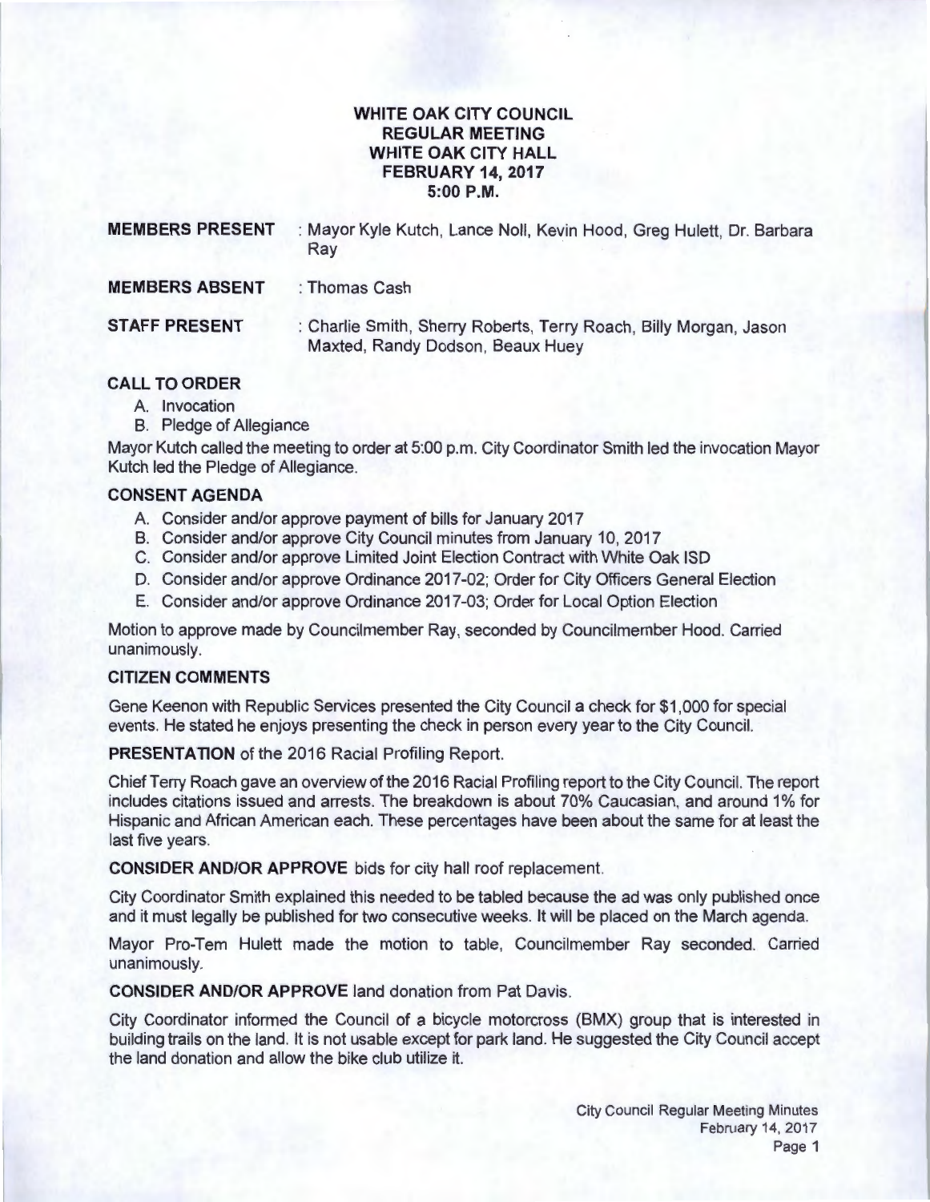# WHITE OAK CITY COUNCIL
# REGULAR MEETING
# WHITE OAK CITY HALL
# FEBRUARY 14, 2017
# 5:00 P.M.

**MEMBERS PRESENT** : Mayor Kyle Kutch, Lance Noll, Kevin Hood, Greg Hulett, Dr. Barbara Ray

**MEMBERS ABSENT** : Thomas Cash

**STAFF PRESENT** : Charlie Smith, Sherry Roberts, Terry Roach, Billy Morgan, Jason Maxted, Randy Dodson, Beaux Huey

## CALL TO ORDER

A. Invocation
B. Pledge of Allegiance

Mayor Kutch called the meeting to order at 5:00 p.m. City Coordinator Smith led the invocation Mayor Kutch led the Pledge of Allegiance.

## CONSENT AGENDA

A. Consider and/or approve payment of bills for January 2017
B. Consider and/or approve City Council minutes from January 10, 2017
C. Consider and/or approve Limited Joint Election Contract with White Oak ISD
D. Consider and/or approve Ordinance 2017-02; Order for City Officers General Election
E. Consider and/or approve Ordinance 2017-03; Order for Local Option Election

Motion to approve made by Councilmember Ray, seconded by Councilmember Hood. Carried unanimously.

## CITIZEN COMMENTS

Gene Keenon with Republic Services presented the City Council a check for $1,000 for special events. He stated he enjoys presenting the check in person every year to the City Council.

**PRESENTATION** of the 2016 Racial Profiling Report.

Chief Terry Roach gave an overview of the 2016 Racial Profiling report to the City Council. The report includes citations issued and arrests. The breakdown is about 70% Caucasian, and around 1% for Hispanic and African American each. These percentages have been about the same for at least the last five years.

**CONSIDER AND/OR APPROVE** bids for city hall roof replacement.

City Coordinator Smith explained this needed to be tabled because the ad was only published once and it must legally be published for two consecutive weeks. It will be placed on the March agenda.

Mayor Pro-Tem Hulett made the motion to table, Councilmember Ray seconded. Carried unanimously.

**CONSIDER AND/OR APPROVE** land donation from Pat Davis.

City Coordinator informed the Council of a bicycle motorcross (BMX) group that is interested in building trails on the land. It is not usable except for park land. He suggested the City Council accept the land donation and allow the bike club utilize it.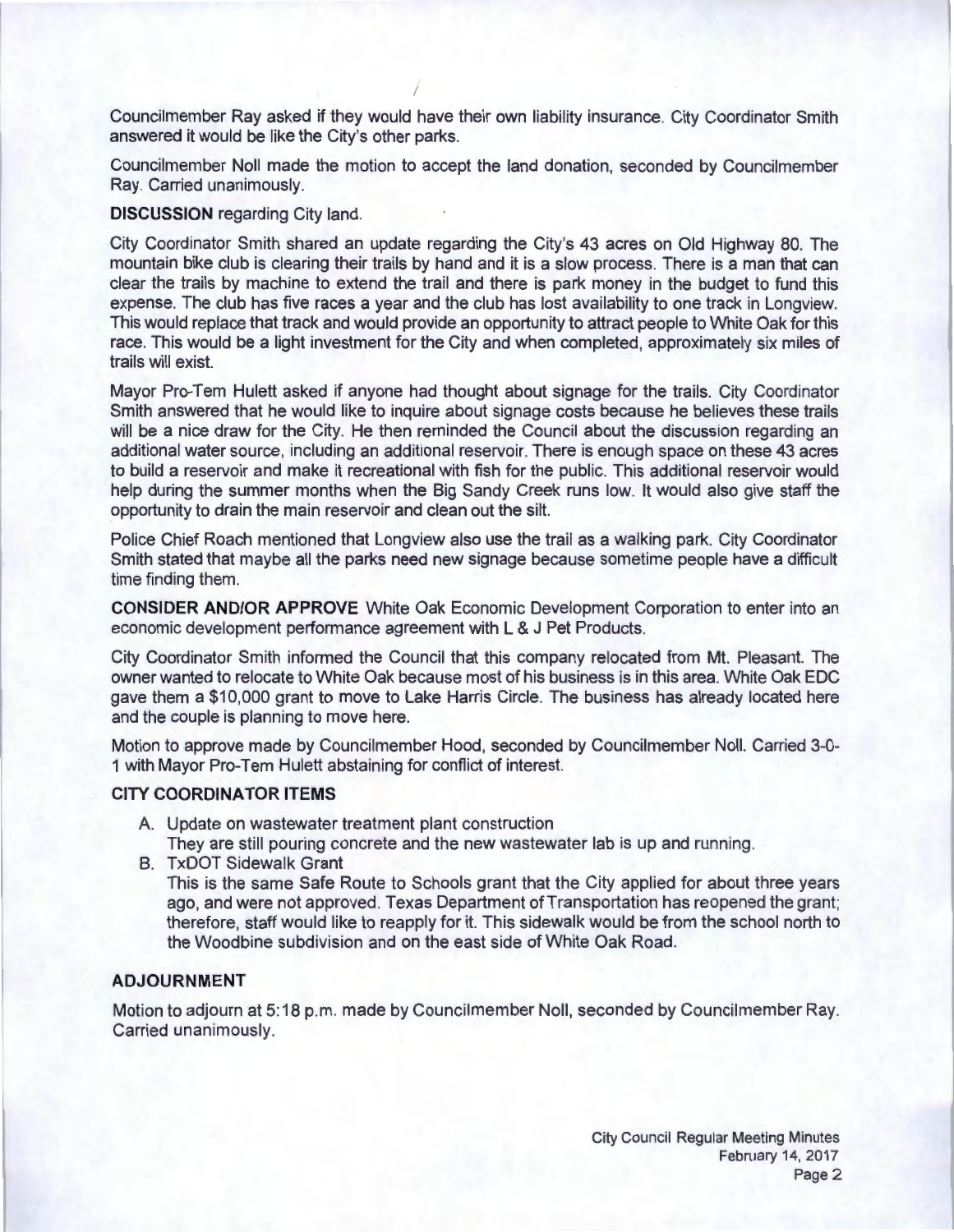Councilmember Ray asked if they would have their own liability insurance. City Coordinator Smith answered it would be like the City's other parks.

Councilmember Noll made the motion to accept the land donation, seconded by Councilmember Ray. Carried unanimously.

**DISCUSSION** regarding City land.

City Coordinator Smith shared an update regarding the City's 43 acres on Old Highway 80. The mountain bike club is clearing their trails by hand and it is a slow process. There is a man that can clear the trails by machine to extend the trail and there is park money in the budget to fund this expense. The club has five races a year and the club has lost availability to one track in Longview. This would replace that track and would provide an opportunity to attract people to White Oak for this race. This would be a light investment for the City and when completed, approximately six miles of trails will exist.

Mayor Pro-Tem Hulett asked if anyone had thought about signage for the trails. City Coordinator Smith answered that he would like to inquire about signage costs because he believes these trails will be a nice draw for the City. He then reminded the Council about the discussion regarding an additional water source, including an additional reservoir. There is enough space on these 43 acres to build a reservoir and make it recreational with fish for the public. This additional reservoir would help during the summer months when the Big Sandy Creek runs low. It would also give staff the opportunity to drain the main reservoir and clean out the silt.

Police Chief Roach mentioned that Longview also use the trail as a walking park. City Coordinator Smith stated that maybe all the parks need new signage because sometime people have a difficult time finding them.

**CONSIDER AND/OR APPROVE** White Oak Economic Development Corporation to enter into an economic development performance agreement with L & J Pet Products.

City Coordinator Smith informed the Council that this company relocated from Mt. Pleasant. The owner wanted to relocate to White Oak because most of his business is in this area. White Oak EDC gave them a $10,000 grant to move to Lake Harris Circle. The business has already located here and the couple is planning to move here.

Motion to approve made by Councilmember Hood, seconded by Councilmember Noll. Carried 3-0-1 with Mayor Pro-Tem Hulett abstaining for conflict of interest.

**CITY COORDINATOR ITEMS**

A. Update on wastewater treatment plant construction
   They are still pouring concrete and the new wastewater lab is up and running.
B. TxDOT Sidewalk Grant
   This is the same Safe Route to Schools grant that the City applied for about three years ago, and were not approved. Texas Department of Transportation has reopened the grant; therefore, staff would like to reapply for it. This sidewalk would be from the school north to the Woodbine subdivision and on the east side of White Oak Road.

**ADJOURNMENT**

Motion to adjourn at 5:18 p.m. made by Councilmember Noll, seconded by Councilmember Ray. Carried unanimously.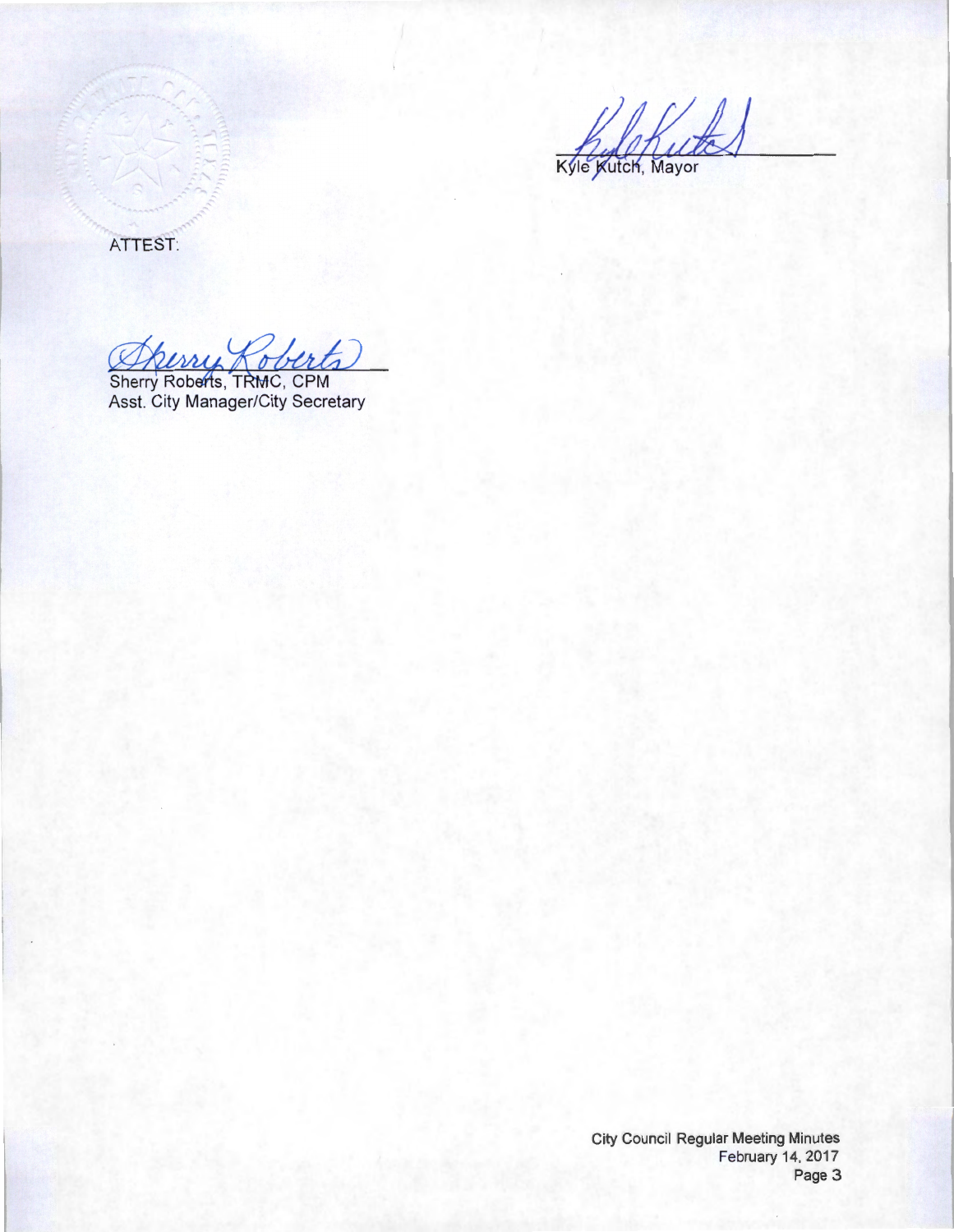Kyle Kutch, Mayor

ATTEST:

Sherry Roberts, TRMC, CPM
Asst. City Manager/City Secretary

City Council Regular Meeting Minutes
February 14, 2017